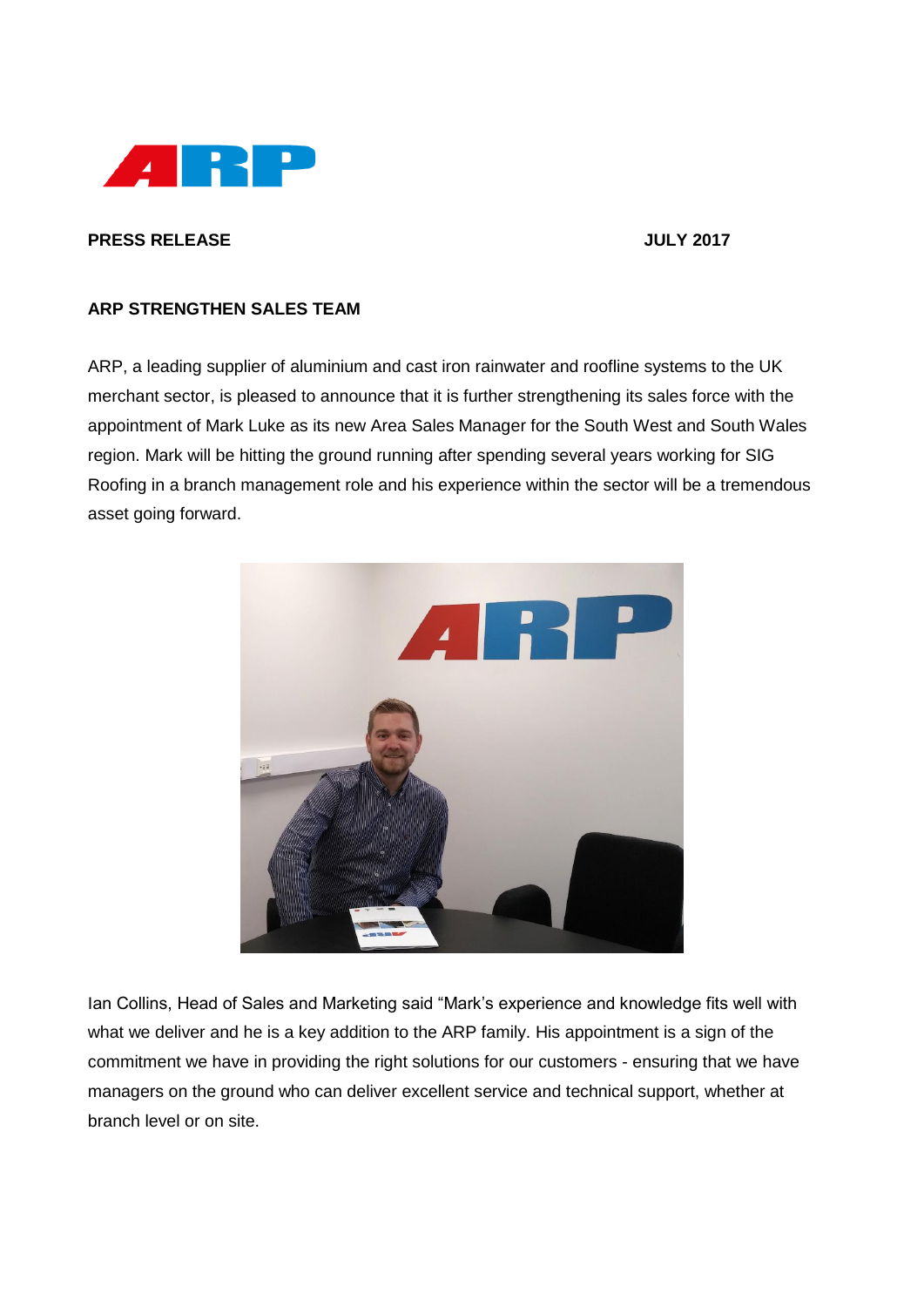**PRESS RELEASE** **JULY 2017**

**ARP STRENGTHEN SALES TEAM**

ARP, a leading supplier of aluminium and cast iron rainwater and roofline systems to the UK merchant sector, is pleased to announce that it is further strengthening its sales force with the appointment of Mark Luke as its new Area Sales Manager for the South West and South Wales region. Mark will be hitting the ground running after spending several years working for SIG Roofing in a branch management role and his experience within the sector will be a tremendous asset going forward.

Ian Collins, Head of Sales and Marketing said "Mark's experience and knowledge fits well with what we deliver and he is a key addition to the ARP family. His appointment is a sign of the commitment we have in providing the right solutions for our customers - ensuring that we have managers on the ground who can deliver excellent service and technical support, whether at branch level or on site.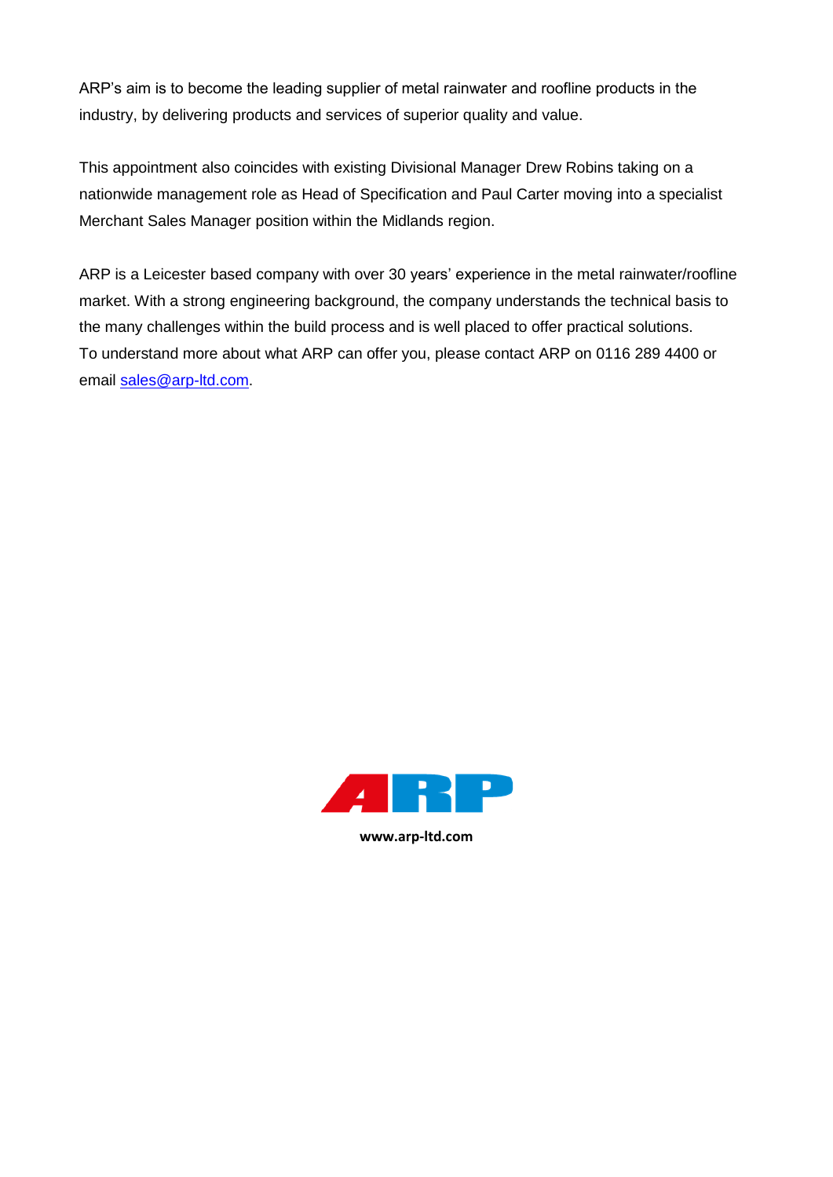ARP's aim is to become the leading supplier of metal rainwater and roofline products in the industry, by delivering products and services of superior quality and value.

This appointment also coincides with existing Divisional Manager Drew Robins taking on a nationwide management role as Head of Specification and Paul Carter moving into a specialist Merchant Sales Manager position within the Midlands region.

ARP is a Leicester based company with over 30 years' experience in the metal rainwater/roofline market. With a strong engineering background, the company understands the technical basis to the many challenges within the build process and is well placed to offer practical solutions.
To understand more about what ARP can offer you, please contact ARP on 0116 289 4400 or email sales@arp-ltd.com.

ARP

**www.arp-ltd.com**